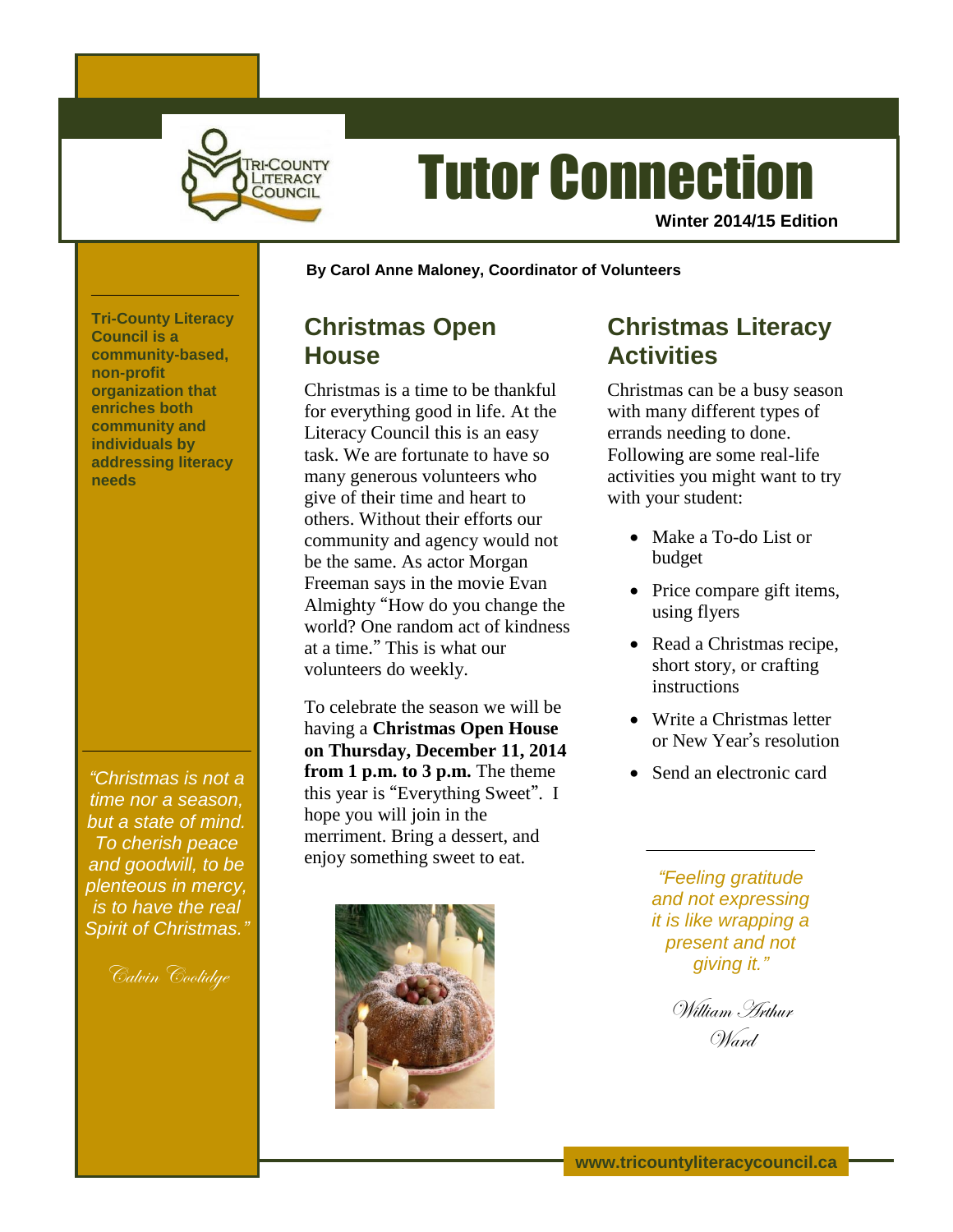# Tutor Connection

**Winter 2014/15 Edition**

**By Carol Anne Maloney, Coordinator of Volunteers**

**Tri-County Literacy Council is a community-based, non-profit organization that enriches both community and individuals by addressing literacy needs**

*"Christmas is not a time nor a season, but a state of mind. To cherish peace and goodwill, to be plenteous in mercy, is to have the real Spirit of Christmas."*

*Calvin Coolidge*

## Christmas Open House

Christmas is a time to be thankful for everything good in life. At the Literacy Council this is an easy task. We are fortunate to have so many generous volunteers who give of their time and heart to others. Without their efforts our community and agency would not be the same. As actor Morgan Freeman says in the movie Evan Almighty "How do you change the world? One random act of kindness at a time." This is what our volunteers do weekly.

To celebrate the season we will be having a **Christmas Open House on Thursday, December 11, 2014 from 1 p.m. to 3 p.m.** The theme this year is "Everything Sweet". I hope you will join in the merriment. Bring a dessert, and enjoy something sweet to eat.

## Christmas Literacy Activities

Christmas can be a busy season with many different types of errands needing to done. Following are some real-life activities you might want to try with your student:

- Make a To-do List or budget
- Price compare gift items, using flyers
- Read a Christmas recipe, short story, or crafting instructions
- Write a Christmas letter or New Year's resolution
- Send an electronic card

*"Feeling gratitude and not expressing it is like wrapping a present and not giving it."*

*William Arthur Ward*

www.tricountyliteracycouncil.ca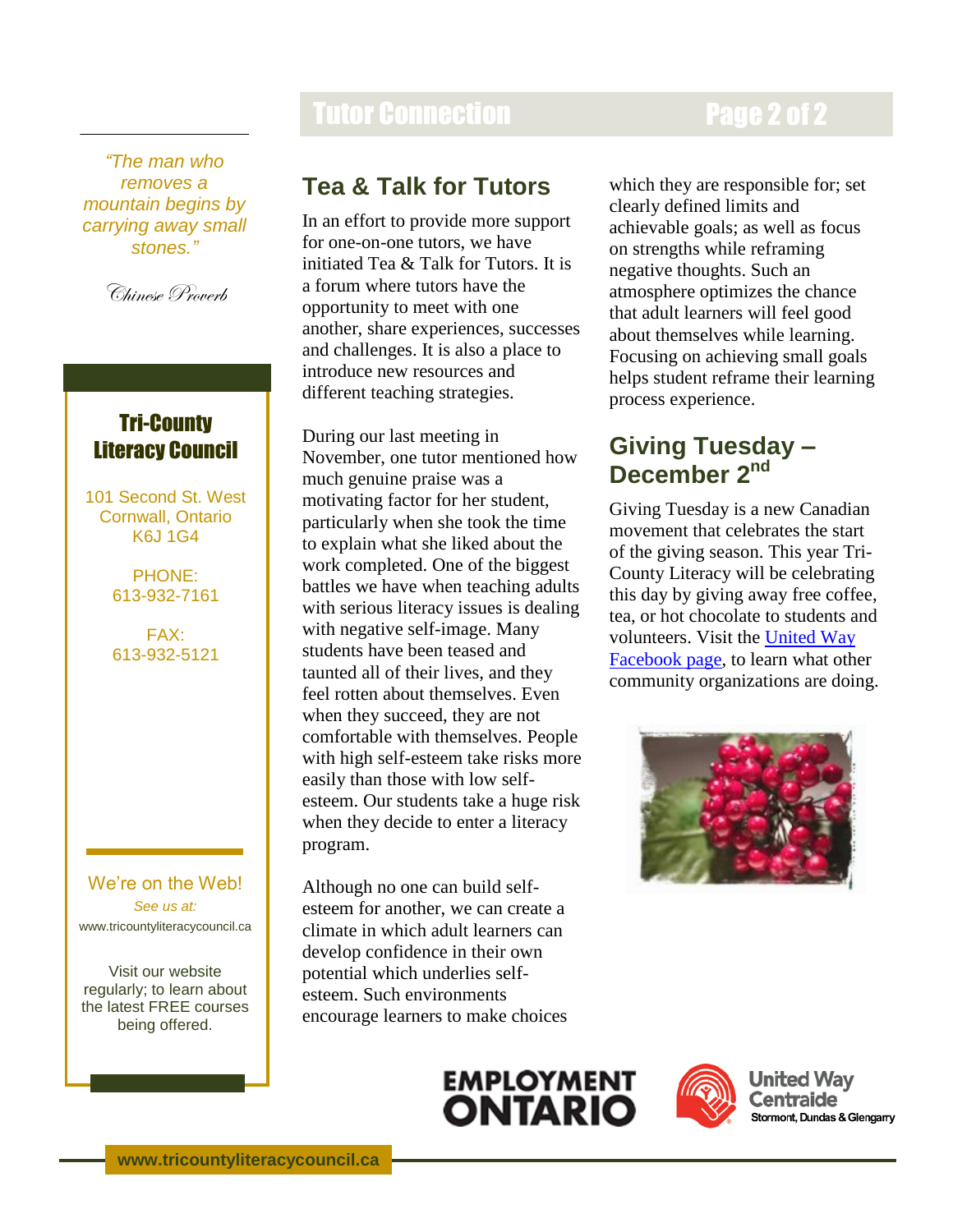*"The man who removes a mountain begins by carrying away small stones."*

*Chinese Proverb*

**Tri-County Literacy Council**

101 Second St. West
Cornwall, Ontario
K6J 1G4

PHONE:
613-932-7161

FAX:
613-932-5121

We're on the Web!

*See us at:*

www.tricountyliteracycouncil.ca

Visit our website regularly; to learn about the latest FREE courses being offered.

## Tea & Talk for Tutors

In an effort to provide more support for one-on-one tutors, we have initiated Tea & Talk for Tutors. It is a forum where tutors have the opportunity to meet with one another, share experiences, successes and challenges. It is also a place to introduce new resources and different teaching strategies.

During our last meeting in November, one tutor mentioned how much genuine praise was a motivating factor for her student, particularly when she took the time to explain what she liked about the work completed. One of the biggest battles we have when teaching adults with serious literacy issues is dealing with negative self-image. Many students have been teased and taunted all of their lives, and they feel rotten about themselves. Even when they succeed, they are not comfortable with themselves. People with high self-esteem take risks more easily than those with low self-esteem. Our students take a huge risk when they decide to enter a literacy program.

Although no one can build self-esteem for another, we can create a climate in which adult learners can develop confidence in their own potential which underlies self-esteem. Such environments encourage learners to make choices which they are responsible for; set clearly defined limits and achievable goals; as well as focus on strengths while reframing negative thoughts. Such an atmosphere optimizes the chance that adult learners will feel good about themselves while learning. Focusing on achieving small goals helps student reframe their learning process experience.

## Giving Tuesday – December 2nd

Giving Tuesday is a new Canadian movement that celebrates the start of the giving season. This year Tri-County Literacy will be celebrating this day by giving away free coffee, tea, or hot chocolate to students and volunteers. Visit the United Way Facebook page, to learn what other community organizations are doing.

EMPLOYMENT ONTARIO

United Way Centraide
Stormont, Dundas & Glengarry